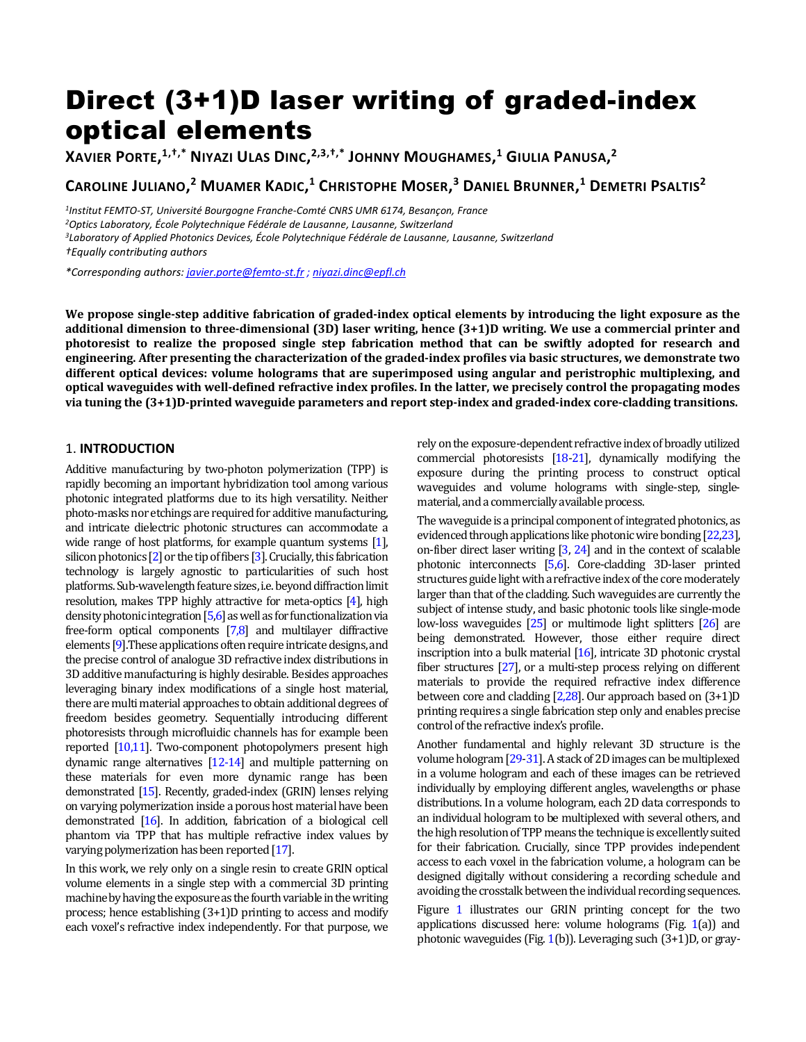# Direct (3+1)D laser writing of graded-index optical elements

**XAVIER PORTE,[1,†,*] NIYAZI ULAS DINC,[2,3,†,*] JOHNNY MOUGHAMES,[1] GIULIA PANUSA,[2]**

**CAROLINE JULIANO,[2] MUAMER KADIC,[1] CHRISTOPHE MOSER,[3] DANIEL BRUNNER,[1] DEMETRI PSALTIS[2]**

*[1]Institut FEMTO-ST, Université Bourgogne Franche-Comté CNRS UMR 6174, Besançon, France*
*[2]Optics Laboratory, École Polytechnique Fédérale de Lausanne, Lausanne, Switzerland*
*[3]Laboratory of Applied Photonics Devices, École Polytechnique Fédérale de Lausanne, Lausanne, Switzerland*
*†Equally contributing authors*

*\*Corresponding authors: javier.porte@femto-st.fr ; niyazi.dinc@epfl.ch*

**We propose single-step additive fabrication of graded-index optical elements by introducing the light exposure as the additional dimension to three-dimensional (3D) laser writing, hence (3+1)D writing. We use a commercial printer and photoresist to realize the proposed single step fabrication method that can be swiftly adopted for research and engineering. After presenting the characterization of the graded-index profiles via basic structures, we demonstrate two different optical devices: volume holograms that are superimposed using angular and peristrophic multiplexing, and optical waveguides with well-defined refractive index profiles. In the latter, we precisely control the propagating modes via tuning the (3+1)D-printed waveguide parameters and report step-index and graded-index core-cladding transitions.**

## 1. INTRODUCTION

Additive manufacturing by two-photon polymerization (TPP) is rapidly becoming an important hybridization tool among various photonic integrated platforms due to its high versatility. Neither photo-masks nor etchings are required for additive manufacturing, and intricate dielectric photonic structures can accommodate a wide range of host platforms, for example quantum systems [1], silicon photonics [2] or the tip of fibers [3]. Crucially, this fabrication technology is largely agnostic to particularities of such host platforms. Sub-wavelength feature sizes, i.e. beyond diffraction limit resolution, makes TPP highly attractive for meta-optics [4], high density photonic integration [5,6] as well as for functionalization via free-form optical components [7,8] and multilayer diffractive elements [9]. These applications often require intricate designs, and the precise control of analogue 3D refractive index distributions in 3D additive manufacturing is highly desirable. Besides approaches leveraging binary index modifications of a single host material, there are multi material approaches to obtain additional degrees of freedom besides geometry. Sequentially introducing different photoresists through microfluidic channels has for example been reported [10,11]. Two-component photopolymers present high dynamic range alternatives [12-14] and multiple patterning on these materials for even more dynamic range has been demonstrated [15]. Recently, graded-index (GRIN) lenses relying on varying polymerization inside a porous host material have been demonstrated [16]. In addition, fabrication of a biological cell phantom via TPP that has multiple refractive index values by varying polymerization has been reported [17].

In this work, we rely only on a single resin to create GRIN optical volume elements in a single step with a commercial 3D printing machine by having the exposure as the fourth variable in the writing process; hence establishing (3+1)D printing to access and modify each voxel's refractive index independently. For that purpose, we rely on the exposure-dependent refractive index of broadly utilized commercial photoresists [18-21], dynamically modifying the exposure during the printing process to construct optical waveguides and volume holograms with single-step, single-material, and a commercially available process.

The waveguide is a principal component of integrated photonics, as evidenced through applications like photonic wire bonding [22,23], on-fiber direct laser writing [3, 24] and in the context of scalable photonic interconnects [5,6]. Core-cladding 3D-laser printed structures guide light with a refractive index of the core moderately larger than that of the cladding. Such waveguides are currently the subject of intense study, and basic photonic tools like single-mode low-loss waveguides [25] or multimode light splitters [26] are being demonstrated. However, those either require direct inscription into a bulk material [16], intricate 3D photonic crystal fiber structures [27], or a multi-step process relying on different materials to provide the required refractive index difference between core and cladding [2,28]. Our approach based on (3+1)D printing requires a single fabrication step only and enables precise control of the refractive index's profile.

Another fundamental and highly relevant 3D structure is the volume hologram [29-31]. A stack of 2D images can be multiplexed in a volume hologram and each of these images can be retrieved individually by employing different angles, wavelengths or phase distributions. In a volume hologram, each 2D data corresponds to an individual hologram to be multiplexed with several others, and the high resolution of TPP means the technique is excellently suited for their fabrication. Crucially, since TPP provides independent access to each voxel in the fabrication volume, a hologram can be designed digitally without considering a recording schedule and avoiding the crosstalk between the individual recording sequences.

Figure 1 illustrates our GRIN printing concept for the two applications discussed here: volume holograms (Fig. 1(a)) and photonic waveguides (Fig. 1(b)). Leveraging such (3+1)D, or gray-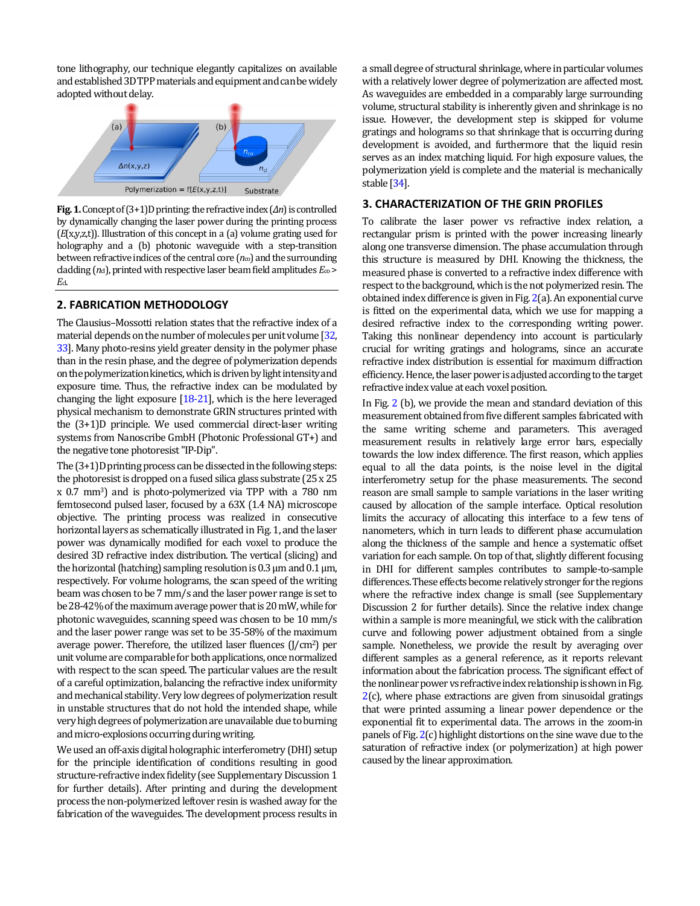tone lithography, our technique elegantly capitalizes on available and established 3D TPP materials and equipment and can be widely adopted without delay.

**Fig. 1.** Concept of (3+1)D printing: the refractive index ($\Delta n$) is controlled by dynamically changing the laser power during the printing process ($E$(x,y,z,t)). Illustration of this concept in a (a) volume grating used for holography and a (b) photonic waveguide with a step-transition between refractive indices of the central core ($n_{co}$) and the surrounding cladding ($n_{cl}$), printed with respective laser beam field amplitudes $E_{co} > E_{cl}$.

## 2. FABRICATION METHODOLOGY

The Clausius–Mossotti relation states that the refractive index of a material depends on the number of molecules per unit volume [32, 33]. Many photo-resins yield greater density in the polymer phase than in the resin phase, and the degree of polymerization depends on the polymerization kinetics, which is driven by light intensity and exposure time. Thus, the refractive index can be modulated by changing the light exposure [18-21], which is the here leveraged physical mechanism to demonstrate GRIN structures printed with the (3+1)D principle. We used commercial direct-laser writing systems from Nanoscribe GmbH (Photonic Professional GT+) and the negative tone photoresist "IP-Dip".

The (3+1)D printing process can be dissected in the following steps: the photoresist is dropped on a fused silica glass substrate (25 x 25 x 0.7 mm$^3$) and is photo-polymerized via TPP with a 780 nm femtosecond pulsed laser, focused by a 63X (1.4 NA) microscope objective. The printing process was realized in consecutive horizontal layers as schematically illustrated in Fig. 1, and the laser power was dynamically modified for each voxel to produce the desired 3D refractive index distribution. The vertical (slicing) and the horizontal (hatching) sampling resolution is 0.3 µm and 0.1 µm, respectively. For volume holograms, the scan speed of the writing beam was chosen to be 7 mm/s and the laser power range is set to be 28-42% of the maximum average power that is 20 mW, while for photonic waveguides, scanning speed was chosen to be 10 mm/s and the laser power range was set to be 35-58% of the maximum average power. Therefore, the utilized laser fluences (J/cm$^2$) per unit volume are comparable for both applications, once normalized with respect to the scan speed. The particular values are the result of a careful optimization, balancing the refractive index uniformity and mechanical stability. Very low degrees of polymerization result in unstable structures that do not hold the intended shape, while very high degrees of polymerization are unavailable due to burning and micro-explosions occurring during writing.

We used an off-axis digital holographic interferometry (DHI) setup for the principle identification of conditions resulting in good structure-refractive index fidelity (see Supplementary Discussion 1 for further details). After printing and during the development process the non-polymerized leftover resin is washed away for the fabrication of the waveguides. The development process results in a small degree of structural shrinkage, where in particular volumes with a relatively lower degree of polymerization are affected most. As waveguides are embedded in a comparably large surrounding volume, structural stability is inherently given and shrinkage is no issue. However, the development step is skipped for volume gratings and holograms so that shrinkage that is occurring during development is avoided, and furthermore that the liquid resin serves as an index matching liquid. For high exposure values, the polymerization yield is complete and the material is mechanically stable [34].

## 3. CHARACTERIZATION OF THE GRIN PROFILES

To calibrate the laser power vs refractive index relation, a rectangular prism is printed with the power increasing linearly along one transverse dimension. The phase accumulation through this structure is measured by DHI. Knowing the thickness, the measured phase is converted to a refractive index difference with respect to the background, which is the not polymerized resin. The obtained index difference is given in Fig. 2(a). An exponential curve is fitted on the experimental data, which we use for mapping a desired refractive index to the corresponding writing power. Taking this nonlinear dependency into account is particularly crucial for writing gratings and holograms, since an accurate refractive index distribution is essential for maximum diffraction efficiency. Hence, the laser power is adjusted according to the target refractive index value at each voxel position.

In Fig. 2 (b), we provide the mean and standard deviation of this measurement obtained from five different samples fabricated with the same writing scheme and parameters. This averaged measurement results in relatively large error bars, especially towards the low index difference. The first reason, which applies equal to all the data points, is the noise level in the digital interferometry setup for the phase measurements. The second reason are small sample to sample variations in the laser writing caused by allocation of the sample interface. Optical resolution limits the accuracy of allocating this interface to a few tens of nanometers, which in turn leads to different phase accumulation along the thickness of the sample and hence a systematic offset variation for each sample. On top of that, slightly different focusing in DHI for different samples contributes to sample-to-sample differences. These effects become relatively stronger for the regions where the refractive index change is small (see Supplementary Discussion 2 for further details). Since the relative index change within a sample is more meaningful, we stick with the calibration curve and following power adjustment obtained from a single sample. Nonetheless, we provide the result by averaging over different samples as a general reference, as it reports relevant information about the fabrication process. The significant effect of the nonlinear power vs refractive index relationship is shown in Fig. 2(c), where phase extractions are given from sinusoidal gratings that were printed assuming a linear power dependence or the exponential fit to experimental data. The arrows in the zoom-in panels of Fig. 2(c) highlight distortions on the sine wave due to the saturation of refractive index (or polymerization) at high power caused by the linear approximation.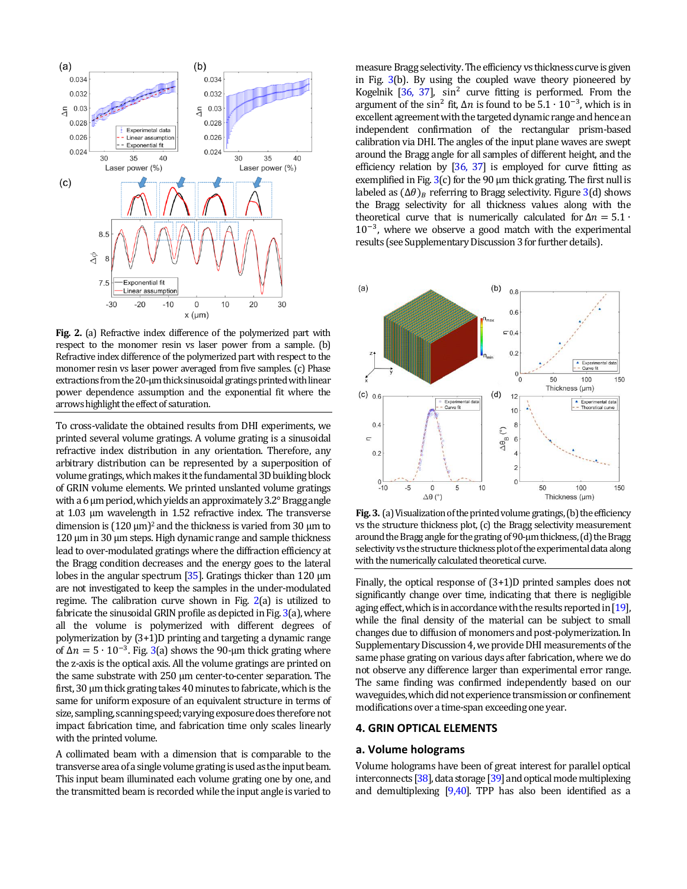**Fig. 2.** (a) Refractive index difference of the polymerized part with respect to the monomer resin vs laser power from a sample. (b) Refractive index difference of the polymerized part with respect to the monomer resin vs laser power averaged from five samples. (c) Phase extractions from the 20-µm thick sinusoidal gratings printed with linear power dependence assumption and the exponential fit where the arrows highlight the effect of saturation.

To cross-validate the obtained results from DHI experiments, we printed several volume gratings. A volume grating is a sinusoidal refractive index distribution in any orientation. Therefore, any arbitrary distribution can be represented by a superposition of volume gratings, which makes it the fundamental 3D building block of GRIN volume elements. We printed unslanted volume gratings with a 6 µm period, which yields an approximately 3.2° Bragg angle at 1.03 µm wavelength in 1.52 refractive index. The transverse dimension is $(120\ \mu\mathrm{m})^2$ and the thickness is varied from 30 µm to 120 µm in 30 µm steps. High dynamic range and sample thickness lead to over-modulated gratings where the diffraction efficiency at the Bragg condition decreases and the energy goes to the lateral lobes in the angular spectrum [35]. Gratings thicker than 120 µm are not investigated to keep the samples in the under-modulated regime. The calibration curve shown in Fig. 2(a) is utilized to fabricate the sinusoidal GRIN profile as depicted in Fig. 3(a), where all the volume is polymerized with different degrees of polymerization by (3+1)D printing and targeting a dynamic range of $\Delta n = 5 \cdot 10^{-3}$. Fig. 3(a) shows the 90-µm thick grating where the z-axis is the optical axis. All the volume gratings are printed on the same substrate with 250 µm center-to-center separation. The first, 30 µm thick grating takes 40 minutes to fabricate, which is the same for uniform exposure of an equivalent structure in terms of size, sampling, scanning speed; varying exposure does therefore not impact fabrication time, and fabrication time only scales linearly with the printed volume.

A collimated beam with a dimension that is comparable to the transverse area of a single volume grating is used as the input beam. This input beam illuminated each volume grating one by one, and the transmitted beam is recorded while the input angle is varied to measure Bragg selectivity. The efficiency vs thickness curve is given in Fig. 3(b). By using the coupled wave theory pioneered by Kogelnik [36, 37], $\sin^2$ curve fitting is performed. From the argument of the $\sin^2$ fit, $\Delta n$ is found to be $5.1 \cdot 10^{-3}$, which is in excellent agreement with the targeted dynamic range and hence an independent confirmation of the rectangular prism-based calibration via DHI. The angles of the input plane waves are swept around the Bragg angle for all samples of different height, and the efficiency relation by [36, 37] is employed for curve fitting as exemplified in Fig. 3(c) for the 90 µm thick grating. The first null is labeled as $(\Delta\theta)_B$ referring to Bragg selectivity. Figure 3(d) shows the Bragg selectivity values along with the theoretical curve that is numerically calculated for $\Delta n = 5.1 \cdot 10^{-3}$, where we observe a good match with the experimental results (see Supplementary Discussion 3 for further details).

**Fig. 3.** (a) Visualization of the printed volume gratings, (b) the efficiency vs the structure thickness plot, (c) the Bragg selectivity measurement around the Bragg angle for the grating of 90-µm thickness, (d) the Bragg selectivity vs the structure thickness plot of the experimental data along with the numerically calculated theoretical curve.

Finally, the optical response of (3+1)D printed samples does not significantly change over time, indicating that there is negligible aging effect, which is in accordance with the results reported in [19], while the final density of the material can be subject to small changes due to diffusion of monomers and post-polymerization. In Supplementary Discussion 4, we provide DHI measurements of the same phase grating on various days after fabrication, where we do not observe any difference larger than experimental error range. The same finding was confirmed independently based on our waveguides, which did not experience transmission or confinement modifications over a time-span exceeding one year.

## 4. GRIN OPTICAL ELEMENTS

### a. Volume holograms

Volume holograms have been of great interest for parallel optical interconnects [38], data storage [39] and optical mode multiplexing and demultiplexing [9,40]. TPP has also been identified as a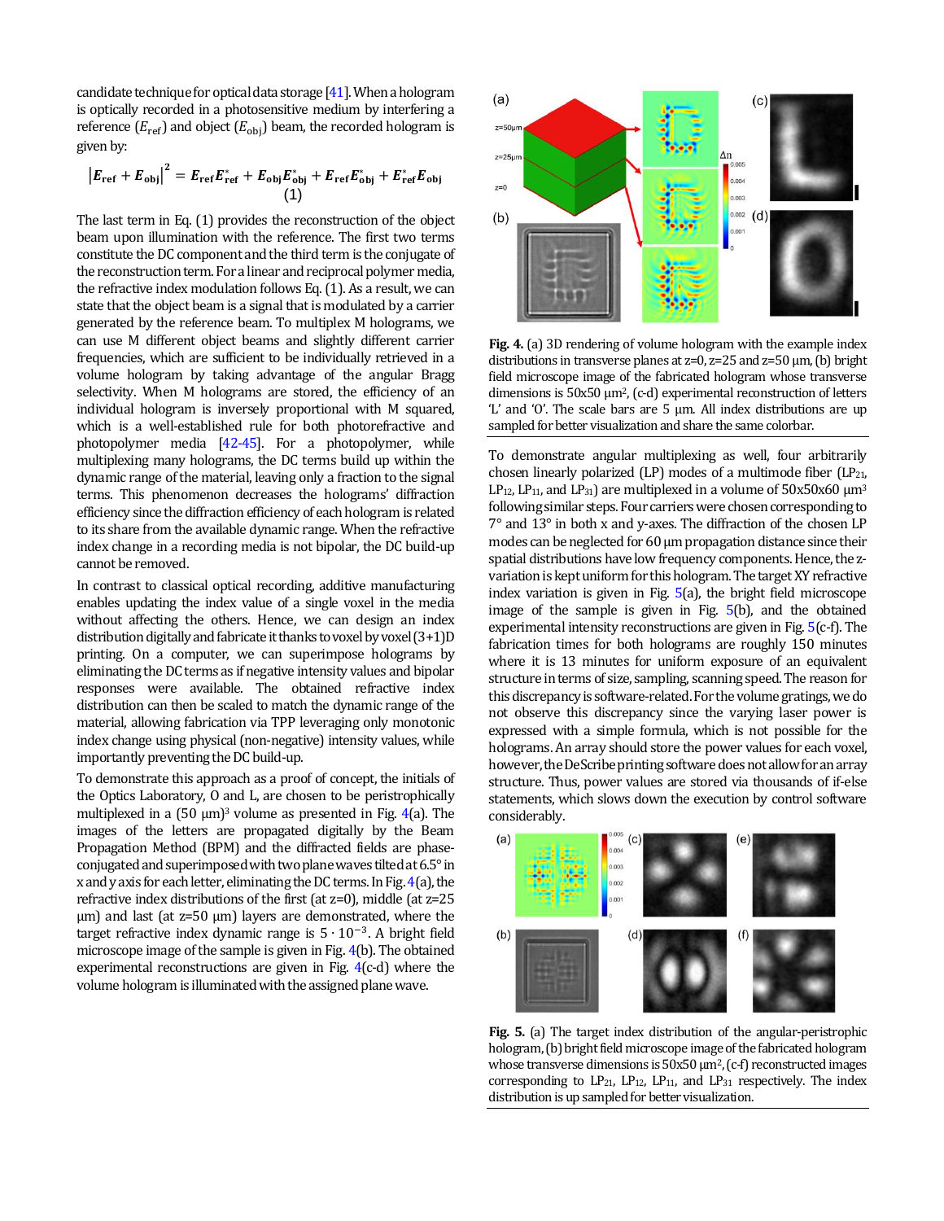candidate technique for optical data storage [41]. When a hologram is optically recorded in a photosensitive medium by interfering a reference ($E_{\text{ref}}$) and object ($E_{\text{obj}}$) beam, the recorded hologram is given by:

$$\left|\boldsymbol{E}_{\text{ref}} + \boldsymbol{E}_{\text{obj}}\right|^2 = \boldsymbol{E}_{\text{ref}}\boldsymbol{E}_{\text{ref}}^* + \boldsymbol{E}_{\text{obj}}\boldsymbol{E}_{\text{obj}}^* + \boldsymbol{E}_{\text{ref}}\boldsymbol{E}_{\text{obj}}^* + \boldsymbol{E}_{\text{ref}}^*\boldsymbol{E}_{\text{obj}} \tag{1}$$

The last term in Eq. (1) provides the reconstruction of the object beam upon illumination with the reference. The first two terms constitute the DC component and the third term is the conjugate of the reconstruction term. For a linear and reciprocal polymer media, the refractive index modulation follows Eq. (1). As a result, we can state that the object beam is a signal that is modulated by a carrier generated by the reference beam. To multiplex M holograms, we can use M different object beams and slightly different carrier frequencies, which are sufficient to be individually retrieved in a volume hologram by taking advantage of the angular Bragg selectivity. When M holograms are stored, the efficiency of an individual hologram is inversely proportional with M squared, which is a well-established rule for both photorefractive and photopolymer media [42-45]. For a photopolymer, while multiplexing many holograms, the DC terms build up within the dynamic range of the material, leaving only a fraction to the signal terms. This phenomenon decreases the holograms' diffraction efficiency since the diffraction efficiency of each hologram is related to its share from the available dynamic range. When the refractive index change in a recording media is not bipolar, the DC build-up cannot be removed.

In contrast to classical optical recording, additive manufacturing enables updating the index value of a single voxel in the media without affecting the others. Hence, we can design an index distribution digitally and fabricate it thanks to voxel by voxel (3+1)D printing. On a computer, we can superimpose holograms by eliminating the DC terms as if negative intensity values and bipolar responses were available. The obtained refractive index distribution can then be scaled to match the dynamic range of the material, allowing fabrication via TPP leveraging only monotonic index change using physical (non-negative) intensity values, while importantly preventing the DC build-up.

To demonstrate this approach as a proof of concept, the initials of the Optics Laboratory, O and L, are chosen to be peristrophically multiplexed in a (50 µm)$^3$ volume as presented in Fig. 4(a). The images of the letters are propagated digitally by the Beam Propagation Method (BPM) and the diffracted fields are phase-conjugated and superimposed with two plane waves tilted at 6.5° in x and y axis for each letter, eliminating the DC terms. In Fig. 4(a), the refractive index distributions of the first (at z=0), middle (at z=25 µm) and last (at z=50 µm) layers are demonstrated, where the target refractive index dynamic range is $5 \cdot 10^{-3}$. A bright field microscope image of the sample is given in Fig. 4(b). The obtained experimental reconstructions are given in Fig. 4(c-d) where the volume hologram is illuminated with the assigned plane wave.

**Fig. 4.** (a) 3D rendering of volume hologram with the example index distributions in transverse planes at z=0, z=25 and z=50 µm, (b) bright field microscope image of the fabricated hologram whose transverse dimensions is 50x50 µm$^2$, (c-d) experimental reconstruction of letters 'L' and 'O'. The scale bars are 5 µm. All index distributions are up sampled for better visualization and share the same colorbar.

To demonstrate angular multiplexing as well, four arbitrarily chosen linearly polarized (LP) modes of a multimode fiber ($LP_{21}$, $LP_{12}$, $LP_{11}$, and $LP_{31}$) are multiplexed in a volume of 50x50x60 µm$^3$ following similar steps. Four carriers were chosen corresponding to 7° and 13° in both x and y-axes. The diffraction of the chosen LP modes can be neglected for 60 µm propagation distance since their spatial distributions have low frequency components. Hence, the z-variation is kept uniform for this hologram. The target XY refractive index variation is given in Fig. 5(a), the bright field microscope image of the sample is given in Fig. 5(b), and the obtained experimental intensity reconstructions are given in Fig. 5(c-f). The fabrication times for both holograms are roughly 150 minutes where it is 13 minutes for uniform exposure of an equivalent structure in terms of size, sampling, scanning speed. The reason for this discrepancy is software-related. For the volume gratings, we do not observe this discrepancy since the varying laser power is expressed with a simple formula, which is not possible for the holograms. An array should store the power values for each voxel, however, the DeScribe printing software does not allow for an array structure. Thus, power values are stored via thousands of if-else statements, which slows down the execution by control software considerably.

**Fig. 5.** (a) The target index distribution of the angular-peristrophic hologram, (b) bright field microscope image of the fabricated hologram whose transverse dimensions is 50x50 µm$^2$, (c-f) reconstructed images corresponding to $LP_{21}$, $LP_{12}$, $LP_{11}$, and $LP_{31}$ respectively. The index distribution is up sampled for better visualization.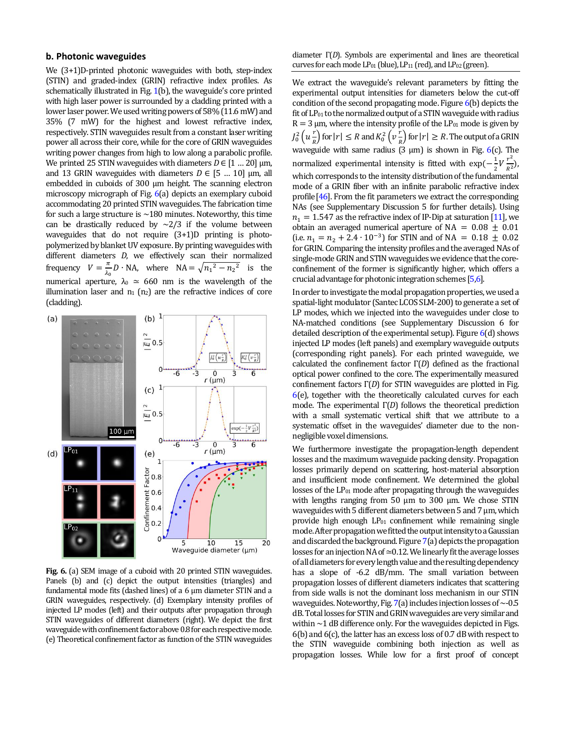## b. Photonic waveguides

We (3+1)D-printed photonic waveguides with both, step-index (STIN) and graded-index (GRIN) refractive index profiles. As schematically illustrated in Fig. 1(b), the waveguide's core printed with high laser power is surrounded by a cladding printed with a lower laser power. We used writing powers of 58% (11.6 mW) and 35% (7 mW) for the highest and lowest refractive index, respectively. STIN waveguides result from a constant laser writing power all across their core, while for the core of GRIN waveguides writing power changes from high to low along a parabolic profile. We printed 25 STIN waveguides with diameters $D \in [1 \dots 20]$ µm, and 13 GRIN waveguides with diameters $D \in [5 \dots 10]$ µm, all embedded in cuboids of 300 µm height. The scanning electron microscopy micrograph of Fig. 6(a) depicts an exemplary cuboid accommodating 20 printed STIN waveguides. The fabrication time for such a large structure is ~180 minutes. Noteworthy, this time can be drastically reduced by ~2/3 if the volume between waveguides that do not require (3+1)D printing is photo-polymerized by blanket UV exposure. By printing waveguides with different diameters $D$, we effectively scan their normalized frequency $V = \frac{\pi}{\lambda_0} D \cdot \mathrm{NA}$, where $\mathrm{NA} = \sqrt{{n_1}^2 - {n_2}^2}$ is the numerical aperture, $\lambda_0 \simeq 660$ nm is the wavelength of the illumination laser and $n_1$ ($n_2$) are the refractive indices of core (cladding).

**Fig. 6.** (a) SEM image of a cuboid with 20 printed STIN waveguides. Panels (b) and (c) depict the output intensities (triangles) and fundamental mode fits (dashed lines) of a 6 µm diameter STIN and a GRIN waveguides, respectively. (d) Exemplary intensity profiles of injected LP modes (left) and their outputs after propagation through STIN waveguides of different diameters (right). We depict the first waveguide with confinement factor above 0.8 for each respective mode. (e) Theoretical confinement factor as function of the STIN waveguides diameter $\Gamma(D)$. Symbols are experimental and lines are theoretical curves for each mode $LP_{01}$ (blue), $LP_{11}$ (red), and $LP_{02}$ (green).

We extract the waveguide's relevant parameters by fitting the experimental output intensities for diameters below the cut-off condition of the second propagating mode. Figure 6(b) depicts the fit of $LP_{01}$ to the normalized output of a STIN waveguide with radius $R = 3$ µm, where the intensity profile of the $LP_{01}$ mode is given by $J_0^2\left(u\frac{r}{R}\right)$ for $|r| \leq R$ and $K_0^2\left(v\frac{r}{R}\right)$ for $|r| \geq R$. The output of a GRIN waveguide with same radius (3 µm) is shown in Fig. 6(c). The normalized experimental intensity is fitted with $\exp(-\frac{1}{2}V\frac{r^2}{R^2})$, which corresponds to the intensity distribution of the fundamental mode of a GRIN fiber with an infinite parabolic refractive index profile [46]. From the fit parameters we extract the corresponding NAs (see Supplementary Discussion 5 for further details). Using $n_1 = 1.547$ as the refractive index of IP-Dip at saturation [11], we obtain an averaged numerical aperture of $\mathrm{NA} = 0.08 \pm 0.01$ (i.e. $n_1 = n_2 + 2.4 \cdot 10^{-3}$) for STIN and of $\mathrm{NA} = 0.18 \pm 0.02$ for GRIN. Comparing the intensity profiles and the averaged NAs of single-mode GRIN and STIN waveguides we evidence that the core-confinement of the former is significantly higher, which offers a crucial advantage for photonic integration schemes [5,6].

In order to investigate the modal propagation properties, we used a spatial-light modulator (Santec LCOS SLM-200) to generate a set of LP modes, which we injected into the waveguides under close to NA-matched conditions (see Supplementary Discussion 6 for detailed description of the experimental setup). Figure 6(d) shows injected LP modes (left panels) and exemplary waveguide outputs (corresponding right panels). For each printed waveguide, we calculated the confinement factor $\Gamma(D)$ defined as the fractional optical power confined to the core. The experimentally measured confinement factors $\Gamma(D)$ for STIN waveguides are plotted in Fig. 6(e), together with the theoretically calculated curves for each mode. The experimental $\Gamma(D)$ follows the theoretical prediction with a small systematic vertical shift that we attribute to a systematic offset in the waveguides' diameter due to the non-negligible voxel dimensions.

We furthermore investigate the propagation-length dependent losses and the maximum waveguide packing density. Propagation losses primarily depend on scattering, host-material absorption and insufficient mode confinement. We determined the global losses of the $LP_{01}$ mode after propagating through the waveguides with lengths ranging from 50 µm to 300 µm. We chose STIN waveguides with 5 different diameters between 5 and 7 µm, which provide high enough $LP_{01}$ confinement while remaining single mode. After propagation we fitted the output intensity to a Gaussian and discarded the background. Figure 7(a) depicts the propagation losses for an injection NA of ≃0.12. We linearly fit the average losses of all diameters for every length value and the resulting dependency has a slope of -6.2 dB/mm. The small variation between propagation losses of different diameters indicates that scattering from side walls is not the dominant loss mechanism in our STIN waveguides. Noteworthy, Fig. 7(a) includes injection losses of ~-0.5 dB. Total losses for STIN and GRIN waveguides are very similar and within ~1 dB difference only. For the waveguides depicted in Figs. 6(b) and 6(c), the latter has an excess loss of 0.7 dB with respect to the STIN waveguide combining both injection as well as propagation losses. While low for a first proof of concept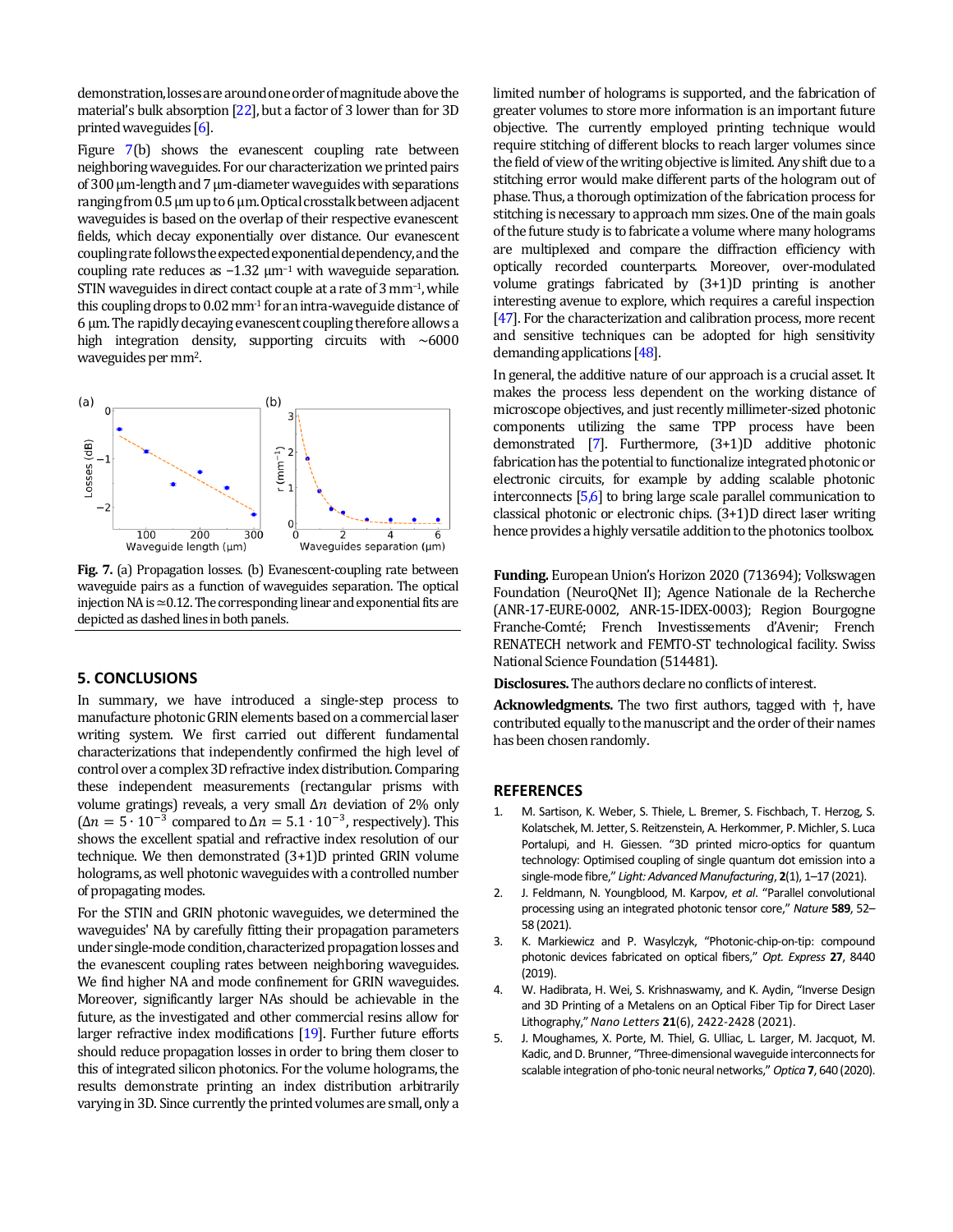demonstration, losses are around one order of magnitude above the material's bulk absorption [22], but a factor of 3 lower than for 3D printed waveguides [6].

Figure 7(b) shows the evanescent coupling rate between neighboring waveguides. For our characterization we printed pairs of 300 µm-length and 7 µm-diameter waveguides with separations ranging from 0.5 µm up to 6 µm. Optical crosstalk between adjacent waveguides is based on the overlap of their respective evanescent fields, which decay exponentially over distance. Our evanescent coupling rate follows the expected exponential dependency, and the coupling rate reduces as −1.32 µm$^{-1}$ with waveguide separation. STIN waveguides in direct contact couple at a rate of 3 mm$^{-1}$, while this coupling drops to 0.02 mm$^{-1}$ for an intra-waveguide distance of 6 µm. The rapidly decaying evanescent coupling therefore allows a high integration density, supporting circuits with ∼6000 waveguides per mm$^2$.

**Fig. 7.** (a) Propagation losses. (b) Evanescent-coupling rate between waveguide pairs as a function of waveguides separation. The optical injection NA is ≃0.12. The corresponding linear and exponential fits are depicted as dashed lines in both panels.

## 5. CONCLUSIONS

In summary, we have introduced a single-step process to manufacture photonic GRIN elements based on a commercial laser writing system. We first carried out different fundamental characterizations that independently confirmed the high level of control over a complex 3D refractive index distribution. Comparing these independent measurements (rectangular prisms with volume gratings) reveals, a very small $\Delta n$ deviation of 2% only ($\Delta n = 5 \cdot 10^{-3}$ compared to $\Delta n = 5.1 \cdot 10^{-3}$, respectively). This shows the excellent spatial and refractive index resolution of our technique. We then demonstrated (3+1)D printed GRIN volume holograms, as well photonic waveguides with a controlled number of propagating modes.

For the STIN and GRIN photonic waveguides, we determined the waveguides' NA by carefully fitting their propagation parameters under single-mode condition, characterized propagation losses and the evanescent coupling rates between neighboring waveguides. We find higher NA and mode confinement for GRIN waveguides. Moreover, significantly larger NAs should be achievable in the future, as the investigated and other commercial resins allow for larger refractive index modifications [19]. Further future efforts should reduce propagation losses in order to bring them closer to this of integrated silicon photonics. For the volume holograms, the results demonstrate printing an index distribution arbitrarily varying in 3D. Since currently the printed volumes are small, only a limited number of holograms is supported, and the fabrication of greater volumes to store more information is an important future objective. The currently employed printing technique would require stitching of different blocks to reach larger volumes since the field of view of the writing objective is limited. Any shift due to a stitching error would make different parts of the hologram out of phase. Thus, a thorough optimization of the fabrication process for stitching is necessary to approach mm sizes. One of the main goals of the future study is to fabricate a volume where many holograms are multiplexed and compare the diffraction efficiency with optically recorded counterparts. Moreover, over-modulated volume gratings fabricated by (3+1)D printing is another interesting avenue to explore, which requires a careful inspection [47]. For the characterization and calibration process, more recent and sensitive techniques can be adopted for high sensitivity demanding applications [48].

In general, the additive nature of our approach is a crucial asset. It makes the process less dependent on the working distance of microscope objectives, and just recently millimeter-sized photonic components utilizing the same TPP process have been demonstrated [7]. Furthermore, (3+1)D additive photonic fabrication has the potential to functionalize integrated photonic or electronic circuits, for example by adding scalable photonic interconnects [5,6] to bring large scale parallel communication to classical photonic or electronic chips. (3+1)D direct laser writing hence provides a highly versatile addition to the photonics toolbox.

**Funding.** European Union's Horizon 2020 (713694); Volkswagen Foundation (NeuroQNet II); Agence Nationale de la Recherche (ANR-17-EURE-0002, ANR-15-IDEX-0003); Region Bourgogne Franche-Comté; French Investissements d'Avenir; French RENATECH network and FEMTO-ST technological facility. Swiss National Science Foundation (514481).

**Disclosures.** The authors declare no conflicts of interest.

**Acknowledgments.** The two first authors, tagged with †, have contributed equally to the manuscript and the order of their names has been chosen randomly.

## REFERENCES

1. M. Sartison, K. Weber, S. Thiele, L. Bremer, S. Fischbach, T. Herzog, S. Kolatschek, M. Jetter, S. Reitzenstein, A. Herkommer, P. Michler, S. Luca Portalupi, and H. Giessen. "3D printed micro-optics for quantum technology: Optimised coupling of single quantum dot emission into a single-mode fibre," *Light: Advanced Manufacturing*, **2**(1), 1–17 (2021).
2. J. Feldmann, N. Youngblood, M. Karpov, *et al*. "Parallel convolutional processing using an integrated photonic tensor core," *Nature* **589**, 52–58 (2021).
3. K. Markiewicz and P. Wasylczyk, "Photonic-chip-on-tip: compound photonic devices fabricated on optical fibers," *Opt. Express* **27**, 8440 (2019).
4. W. Hadibrata, H. Wei, S. Krishnaswamy, and K. Aydin, "Inverse Design and 3D Printing of a Metalens on an Optical Fiber Tip for Direct Laser Lithography," *Nano Letters* **21**(6), 2422-2428 (2021).
5. J. Moughames, X. Porte, M. Thiel, G. Ulliac, L. Larger, M. Jacquot, M. Kadic, and D. Brunner, "Three-dimensional waveguide interconnects for scalable integration of pho-tonic neural networks," *Optica* **7**, 640 (2020).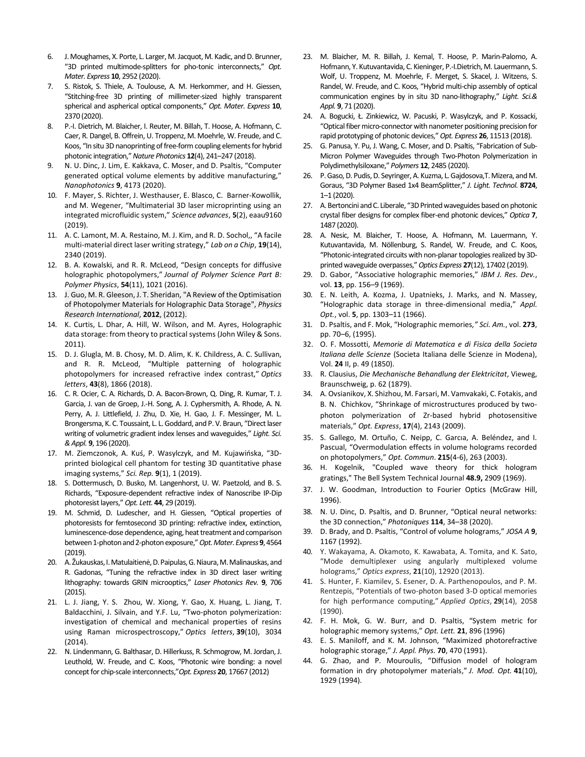6. J. Moughames, X. Porte, L. Larger, M. Jacquot, M. Kadic, and D. Brunner, "3D printed multimode-splitters for pho-tonic interconnects," *Opt. Mater. Express* **10**, 2952 (2020).
7. S. Ristok, S. Thiele, A. Toulouse, A. M. Herkommer, and H. Giessen, "Stitching-free 3D printing of millimeter-sized highly transparent spherical and aspherical optical components," *Opt. Mater. Express* **10**, 2370 (2020).
8. P.-I. Dietrich, M. Blaicher, I. Reuter, M. Billah, T. Hoose, A. Hofmann, C. Caer, R. Dangel, B. Offrein, U. Troppenz, M. Moehrle, W. Freude, and C. Koos, "In situ 3D nanoprinting of free-form coupling elements for hybrid photonic integration," *Nature Photonics* **12**(4), 241–247 (2018).
9. N. U. Dinc, J. Lim, E. Kakkava, C. Moser, and D. Psaltis, "Computer generated optical volume elements by additive manufacturing," *Nanophotonics* **9**, 4173 (2020).
10. F. Mayer, S. Richter, J. Westhauser, E. Blasco, C. Barner-Kowollik, and M. Wegener, "Multimaterial 3D laser microprinting using an integrated microfluidic system," *Science advances*, **5**(2), eaau9160 (2019).
11. A. C. Lamont, M. A. Restaino, M. J. Kim, and R. D. Sochol,, "A facile multi-material direct laser writing strategy," *Lab on a Chip*, **19**(14), 2340 (2019).
12. B. A. Kowalski, and R. R. McLeod, "Design concepts for diffusive holographic photopolymers," *Journal of Polymer Science Part B: Polymer Physics*, **54**(11), 1021 (2016).
13. J. Guo, M. R. Gleeson, J. T. Sheridan, "A Review of the Optimisation of Photopolymer Materials for Holographic Data Storage", *Physics Research International*, **2012**, (2012).
14. K. Curtis, L. Dhar, A. Hill, W. Wilson, and M. Ayres, Holographic data storage: from theory to practical systems (John Wiley & Sons. 2011).
15. D. J. Glugla, M. B. Chosy, M. D. Alim, K. K. Childress, A. C. Sullivan, and R. R. McLeod, "Multiple patterning of holographic photopolymers for increased refractive index contrast," *Optics letters*, **43**(8), 1866 (2018).
16. C. R. Ocier, C. A. Richards, D. A. Bacon-Brown, Q. Ding, R. Kumar, T. J. Garcia, J. van de Groep, J.-H. Song, A. J. Cyphersmith, A. Rhode, A. N. Perry, A. J. Littlefield, J. Zhu, D. Xie, H. Gao, J. F. Messinger, M. L. Brongersma, K. C. Toussaint, L. L. Goddard, and P. V. Braun, "Direct laser writing of volumetric gradient index lenses and waveguides," *Light. Sci. & Appl.* **9**, 196 (2020).
17. M. Ziemczonok, A. Kuś, P. Wasylczyk, and M. Kujawińska, "3D-printed biological cell phantom for testing 3D quantitative phase imaging systems," *Sci. Rep.* **9**(1), 1 (2019).
18. S. Dottermusch, D. Busko, M. Langenhorst, U. W. Paetzold, and B. S. Richards, "Exposure-dependent refractive index of Nanoscribe IP-Dip photoresist layers," *Opt. Lett.* **44**, 29 (2019).
19. M. Schmid, D. Ludescher, and H. Giessen, "Optical properties of photoresists for femtosecond 3D printing: refractive index, extinction, luminescence-dose dependence, aging, heat treatment and comparison between 1-photon and 2-photon exposure," *Opt. Mater. Express* **9**, 4564 (2019).
20. A. Žukauskas, I. Matulaitienė, D. Paipulas, G. Niaura, M. Malinauskas, and R. Gadonas, "Tuning the refractive index in 3D direct laser writing lithography: towards GRIN microoptics," *Laser Photonics Rev.* **9**, 706 (2015).
21. L. J. Jiang, Y. S. Zhou, W. Xiong, Y. Gao, X. Huang, L. Jiang, T. Baldacchini, J. Silvain, and Y.F. Lu, "Two-photon polymerization: investigation of chemical and mechanical properties of resins using Raman microspectroscopy," *Optics letters*, **39**(10), 3034 (2014).
22. N. Lindenmann, G. Balthasar, D. Hillerkuss, R. Schmogrow, M. Jordan, J. Leuthold, W. Freude, and C. Koos, "Photonic wire bonding: a novel concept for chip-scale interconnects,"*Opt. Express* **20**, 17667 (2012)
23. M. Blaicher, M. R. Billah, J. Kemal, T. Hoose, P. Marin-Palomo, A. Hofmann, Y. Kutuvantavida, C. Kieninger, P.-I.Dietrich, M. Lauermann, S. Wolf, U. Troppenz, M. Moehrle, F. Merget, S. Skacel, J. Witzens, S. Randel, W. Freude, and C. Koos, "Hybrid multi-chip assembly of optical communication engines by in situ 3D nano-lithography," *Light. Sci.& Appl.* **9**, 71 (2020).
24. A. Bogucki, Ł. Zinkiewicz, W. Pacuski, P. Wasylczyk, and P. Kossacki, "Optical fiber micro-connector with nanometer positioning precision for rapid prototyping of photonic devices," *Opt. Express* **26**, 11513 (2018).
25. G. Panusa, Y. Pu, J. Wang, C. Moser, and D. Psaltis, "Fabrication of Sub-Micron Polymer Waveguides through Two-Photon Polymerization in Polydimethylsiloxane," *Polymers* **12**, 2485 (2020).
26. P. Gaso, D. Pudis, D. Seyringer, A. Kuzma, L. Gajdosova,T. Mizera, and M. Goraus, "3D Polymer Based 1x4 BeamSplitter," *J. Light. Technol.* **8724**, 1–1 (2020).
27. A. Bertoncini and C. Liberale, "3D Printed waveguides based on photonic crystal fiber designs for complex fiber-end photonic devices," *Optica* **7**, 1487 (2020).
28. A. Nesic, M. Blaicher, T. Hoose, A. Hofmann, M. Lauermann, Y. Kutuvantavida, M. Nöllenburg, S. Randel, W. Freude, and C. Koos, "Photonic-integrated circuits with non-planar topologies realized by 3D-printed waveguide overpasses," *Optics Express* **27**(12), 17402 (2019).
29. D. Gabor, "Associative holographic memories," *IBM J. Res. Dev.*, vol. **13**, pp. 156–9 (1969).
30. E. N. Leith, A. Kozma, J. Upatnieks, J. Marks, and N. Massey, "Holographic data storage in three-dimensional media," *Appl. Opt.*, vol. **5**, pp. 1303–11 (1966).
31. D. Psaltis, and F. Mok, "Holographic memories," *Sci. Am.*, vol. **273**, pp. 70–6, (1995).
32. O. F. Mossotti, *Memorie di Matematica e di Fisica della Societa Italiana delle Scienze* (Societa Italiana delle Scienze in Modena), Vol. **24** II, p. 49 (1850).
33. R. Clausius, *Die Mechanische Behandlung der Elektricitat*, Vieweg, Braunschweig, p. 62 (1879).
34. A. Ovsianikov, X. Shizhou, M. Farsari, M. Vamvakaki, C. Fotakis, and B. N. Chichkov, "Shrinkage of microstructures produced by two-photon polymerization of Zr-based hybrid photosensitive materials," *Opt. Express*, **17**(4), 2143 (2009).
35. S. Gallego, M. Ortuño, C. Neipp, C. Garcıa, A. Beléndez, and I. Pascual, "Overmodulation effects in volume holograms recorded on photopolymers," *Opt. Commun*. **215**(4-6), 263 (2003).
36. H. Kogelnik, "Coupled wave theory for thick hologram gratings," The Bell System Technical Journal **48.9,** 2909 (1969).
37. J. W. Goodman, Introduction to Fourier Optics (McGraw Hill, 1996).
38. N. U. Dinc, D. Psaltis, and D. Brunner, "Optical neural networks: the 3D connection," *Photoniques* **114**, 34–38 (2020).
39. D. Brady, and D. Psaltis, "Control of volume holograms," *JOSA A* **9**, 1167 (1992).
40. Y. Wakayama, A. Okamoto, K. Kawabata, A. Tomita, and K. Sato, "Mode demultiplexer using angularly multiplexed volume holograms," *Optics express*, **21**(10), 12920 (2013).
41. S. Hunter, F. Kiamilev, S. Esener, D. A. Parthenopoulos, and P. M. Rentzepis, "Potentials of two-photon based 3-D optical memories for high performance computing," *Applied Optics*, **29**(14), 2058 (1990).
42. F. H. Mok, G. W. Burr, and D. Psaltis, "System metric for holographic memory systems," *Opt. Lett.* **21**, 896 (1996)
43. E. S. Maniloff, and K. M. Johnson, "Maximized photorefractive holographic storage," *J. Appl. Phys.* **70**, 470 (1991).
44. G. Zhao, and P. Mouroulis, "Diffusion model of hologram formation in dry photopolymer materials," *J. Mod. Opt.* **41**(10), 1929 (1994).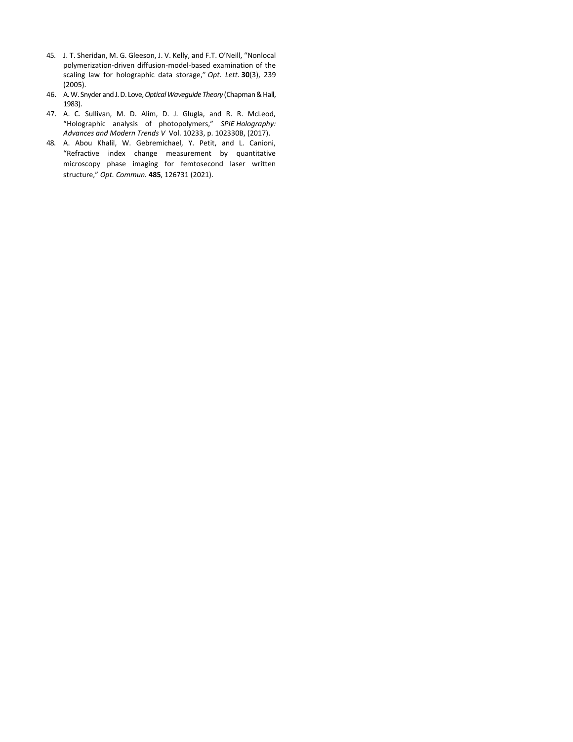45. J. T. Sheridan, M. G. Gleeson, J. V. Kelly, and F.T. O'Neill, "Nonlocal polymerization-driven diffusion-model-based examination of the scaling law for holographic data storage," *Opt. Lett.* **30**(3), 239 (2005).
46. A. W. Snyder and J. D. Love, *Optical Waveguide Theory* (Chapman & Hall, 1983).
47. A. C. Sullivan, M. D. Alim, D. J. Glugla, and R. R. McLeod, "Holographic analysis of photopolymers," *SPIE Holography: Advances and Modern Trends V* Vol. 10233, p. 102330B, (2017).
48. A. Abou Khalil, W. Gebremichael, Y. Petit, and L. Canioni, "Refractive index change measurement by quantitative microscopy phase imaging for femtosecond laser written structure," *Opt. Commun.* **485**, 126731 (2021).